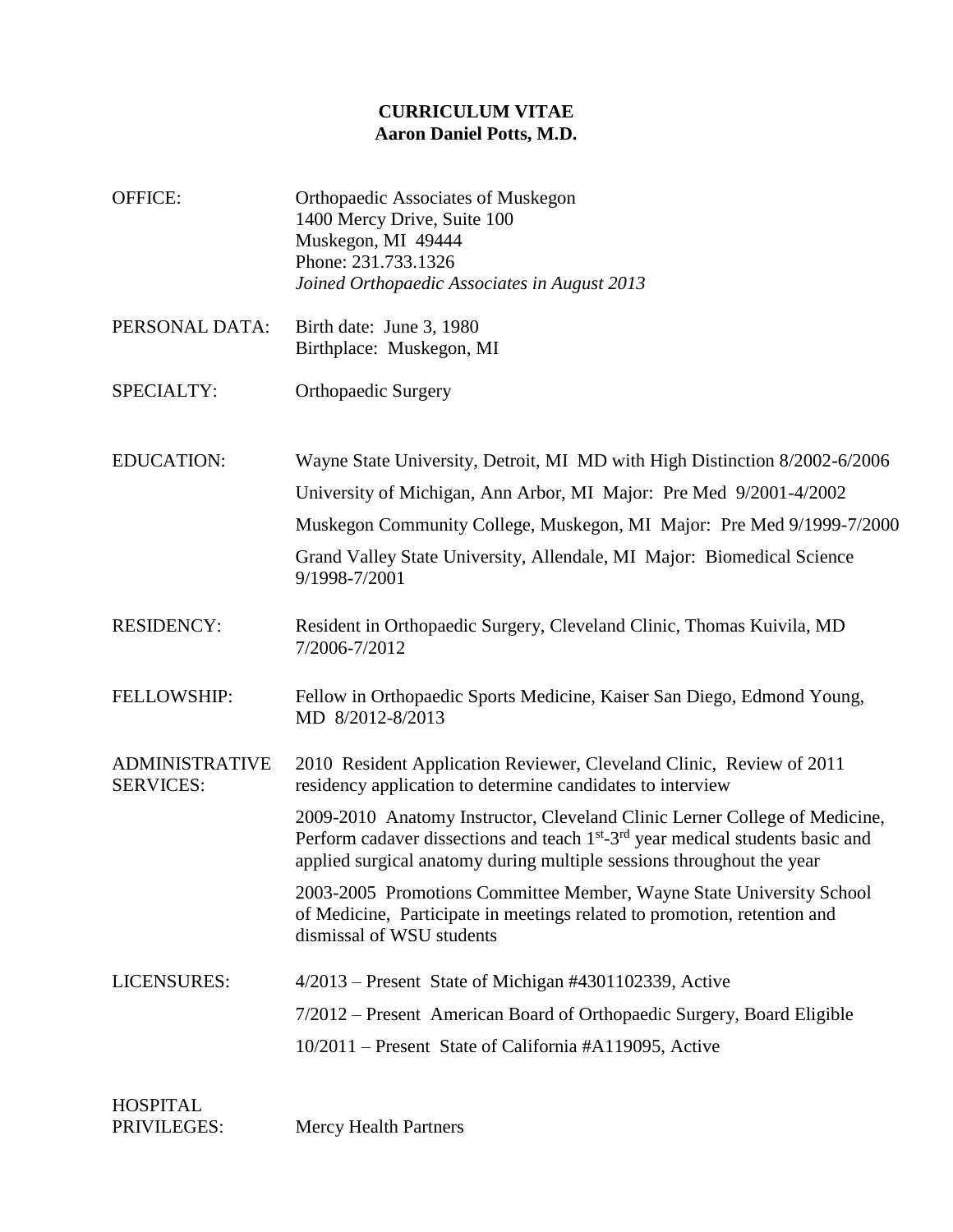# CURRICULUM VITAE
## Aaron Daniel Potts, M.D.

**OFFICE:**
Orthopaedic Associates of Muskegon
1400 Mercy Drive, Suite 100
Muskegon, MI 49444
Phone: 231.733.1326
*Joined Orthopaedic Associates in August 2013*

**PERSONAL DATA:**
Birth date: June 3, 1980
Birthplace: Muskegon, MI

**SPECIALTY:**
Orthopaedic Surgery

**EDUCATION:**

Wayne State University, Detroit, MI MD with High Distinction 8/2002-6/2006

University of Michigan, Ann Arbor, MI Major: Pre Med 9/2001-4/2002

Muskegon Community College, Muskegon, MI Major: Pre Med 9/1999-7/2000

Grand Valley State University, Allendale, MI Major: Biomedical Science 9/1998-7/2001

**RESIDENCY:**
Resident in Orthopaedic Surgery, Cleveland Clinic, Thomas Kuivila, MD 7/2006-7/2012

**FELLOWSHIP:**
Fellow in Orthopaedic Sports Medicine, Kaiser San Diego, Edmond Young, MD 8/2012-8/2013

**ADMINISTRATIVE SERVICES:**

2010 Resident Application Reviewer, Cleveland Clinic, Review of 2011 residency application to determine candidates to interview

2009-2010 Anatomy Instructor, Cleveland Clinic Lerner College of Medicine, Perform cadaver dissections and teach 1st-3rd year medical students basic and applied surgical anatomy during multiple sessions throughout the year

2003-2005 Promotions Committee Member, Wayne State University School of Medicine, Participate in meetings related to promotion, retention and dismissal of WSU students

**LICENSURES:**

4/2013 – Present State of Michigan #4301102339, Active

7/2012 – Present American Board of Orthopaedic Surgery, Board Eligible

10/2011 – Present State of California #A119095, Active

**HOSPITAL PRIVILEGES:**
Mercy Health Partners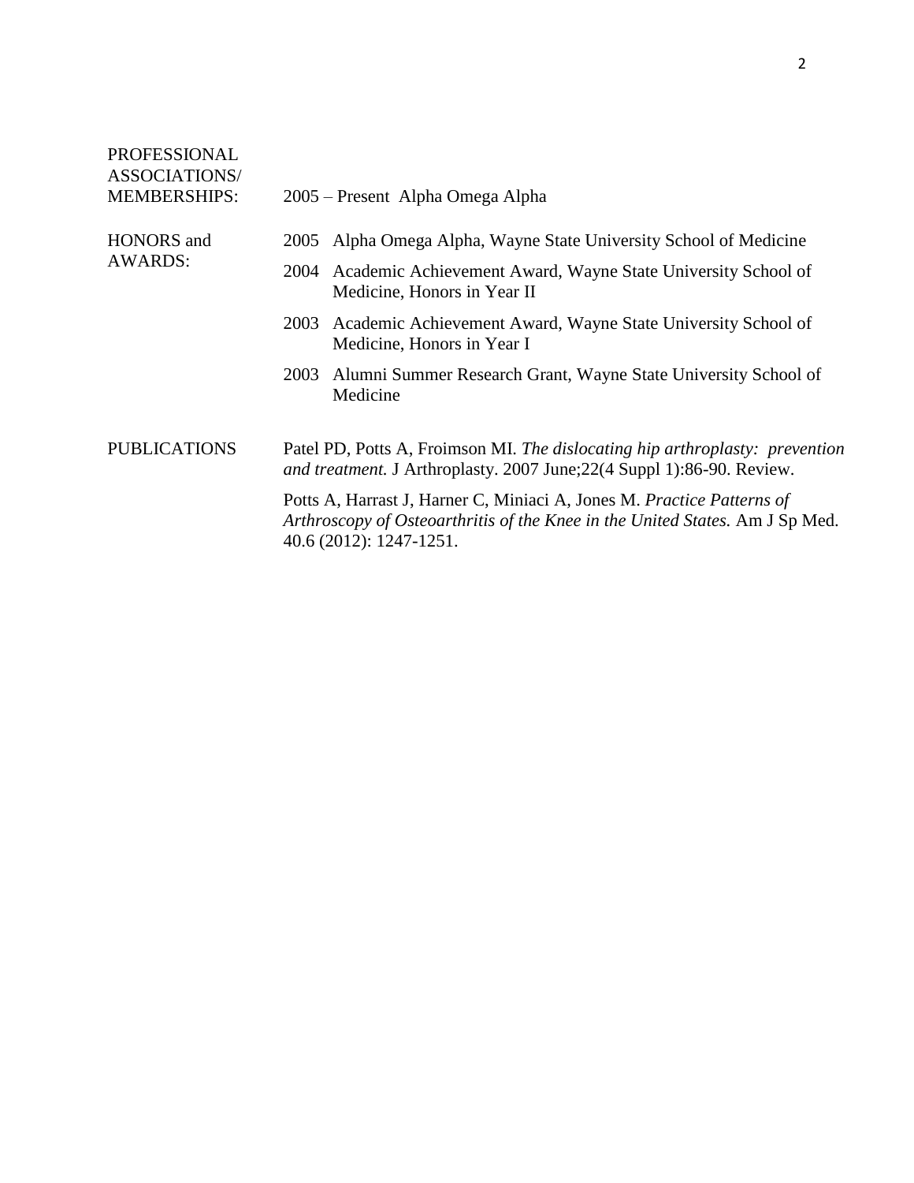**PROFESSIONAL ASSOCIATIONS/ MEMBERSHIPS:**

2005 – Present Alpha Omega Alpha

**HONORS and AWARDS:**

2005 Alpha Omega Alpha, Wayne State University School of Medicine

2004 Academic Achievement Award, Wayne State University School of Medicine, Honors in Year II

2003 Academic Achievement Award, Wayne State University School of Medicine, Honors in Year I

2003 Alumni Summer Research Grant, Wayne State University School of Medicine

**PUBLICATIONS**

Patel PD, Potts A, Froimson MI. *The dislocating hip arthroplasty: prevention and treatment.* J Arthroplasty. 2007 June;22(4 Suppl 1):86-90. Review.

Potts A, Harrast J, Harner C, Miniaci A, Jones M. *Practice Patterns of Arthroscopy of Osteoarthritis of the Knee in the United States.* Am J Sp Med. 40.6 (2012): 1247-1251.